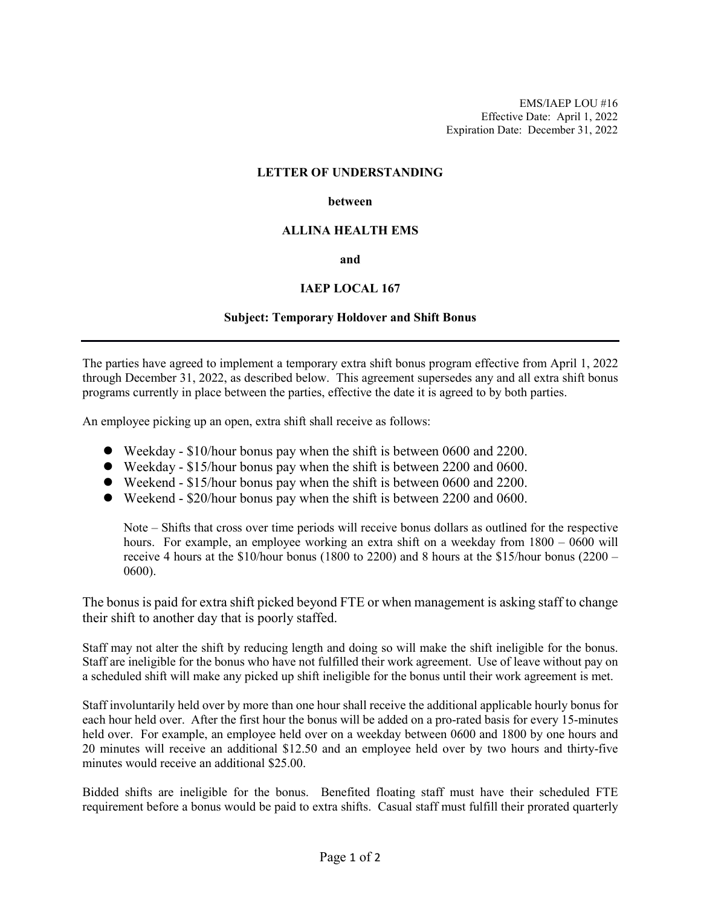EMS/IAEP LOU #16
Effective Date: April 1, 2022
Expiration Date: December 31, 2022

**LETTER OF UNDERSTANDING**

**between**

**ALLINA HEALTH EMS**

**and**

**IAEP LOCAL 167**

**Subject: Temporary Holdover and Shift Bonus**

---

The parties have agreed to implement a temporary extra shift bonus program effective from April 1, 2022 through December 31, 2022, as described below. This agreement supersedes any and all extra shift bonus programs currently in place between the parties, effective the date it is agreed to by both parties.

An employee picking up an open, extra shift shall receive as follows:

- Weekday - $10/hour bonus pay when the shift is between 0600 and 2200.
- Weekday - $15/hour bonus pay when the shift is between 2200 and 0600.
- Weekend - $15/hour bonus pay when the shift is between 0600 and 2200.
- Weekend - $20/hour bonus pay when the shift is between 2200 and 0600.

  Note – Shifts that cross over time periods will receive bonus dollars as outlined for the respective hours. For example, an employee working an extra shift on a weekday from 1800 – 0600 will receive 4 hours at the $10/hour bonus (1800 to 2200) and 8 hours at the $15/hour bonus (2200 – 0600).

The bonus is paid for extra shift picked beyond FTE or when management is asking staff to change their shift to another day that is poorly staffed.

Staff may not alter the shift by reducing length and doing so will make the shift ineligible for the bonus. Staff are ineligible for the bonus who have not fulfilled their work agreement. Use of leave without pay on a scheduled shift will make any picked up shift ineligible for the bonus until their work agreement is met.

Staff involuntarily held over by more than one hour shall receive the additional applicable hourly bonus for each hour held over. After the first hour the bonus will be added on a pro-rated basis for every 15-minutes held over. For example, an employee held over on a weekday between 0600 and 1800 by one hours and 20 minutes will receive an additional $12.50 and an employee held over by two hours and thirty-five minutes would receive an additional $25.00.

Bidded shifts are ineligible for the bonus. Benefited floating staff must have their scheduled FTE requirement before a bonus would be paid to extra shifts. Casual staff must fulfill their prorated quarterly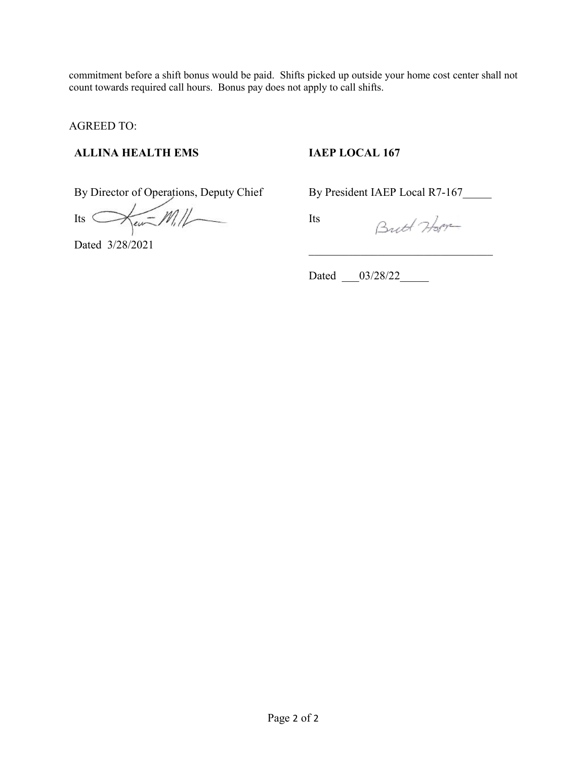commitment before a shift bonus would be paid. Shifts picked up outside your home cost center shall not count towards required call hours. Bonus pay does not apply to call shifts.

AGREED TO:

| **ALLINA HEALTH EMS** | **IAEP LOCAL 167** |
| --- | --- |
| By Director of Operations, Deputy Chief | By President IAEP Local R7-167_____ |
| Its [signature] | Its [signature] |
| Dated 3/28/2021 | Dated ___03/28/22_____ |